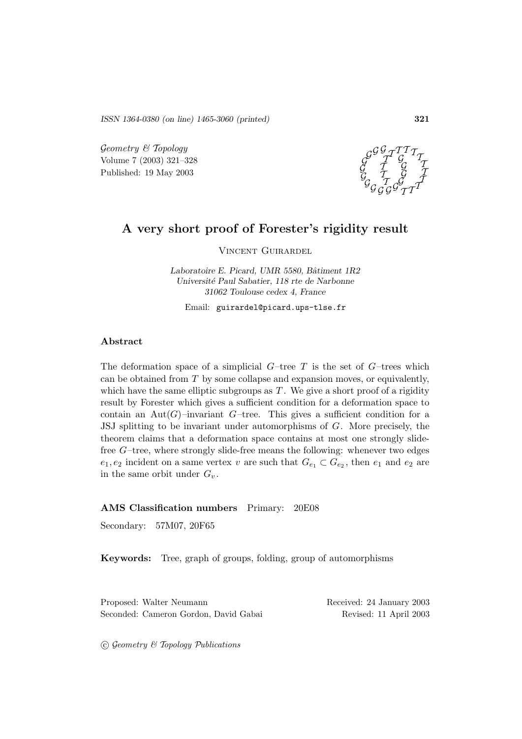# A very short proof of Forester's rigidity result

Vincent Guirardel

*Laboratoire E. Picard, UMR 5580, Bâtiment 1R2*
*Université Paul Sabatier, 118 rte de Narbonne*
*31062 Toulouse cedex 4, France*

Email: guirardel@picard.ups-tlse.fr

## Abstract

The deformation space of a simplicial $G$–tree $T$ is the set of $G$–trees which can be obtained from $T$ by some collapse and expansion moves, or equivalently, which have the same elliptic subgroups as $T$. We give a short proof of a rigidity result by Forester which gives a sufficient condition for a deformation space to contain an $\mathrm{Aut}(G)$–invariant $G$–tree. This gives a sufficient condition for a JSJ splitting to be invariant under automorphisms of $G$. More precisely, the theorem claims that a deformation space contains at most one strongly slide-free $G$–tree, where strongly slide-free means the following: whenever two edges $e_1, e_2$ incident on a same vertex $v$ are such that $G_{e_1} \subset G_{e_2}$, then $e_1$ and $e_2$ are in the same orbit under $G_v$.

**AMS Classification numbers** Primary: 20E08

Secondary: 57M07, 20F65

**Keywords:** Tree, graph of groups, folding, group of automorphisms

Proposed: Walter Neumann
Seconded: Cameron Gordon, David Gabai

Received: 24 January 2003
Revised: 11 April 2003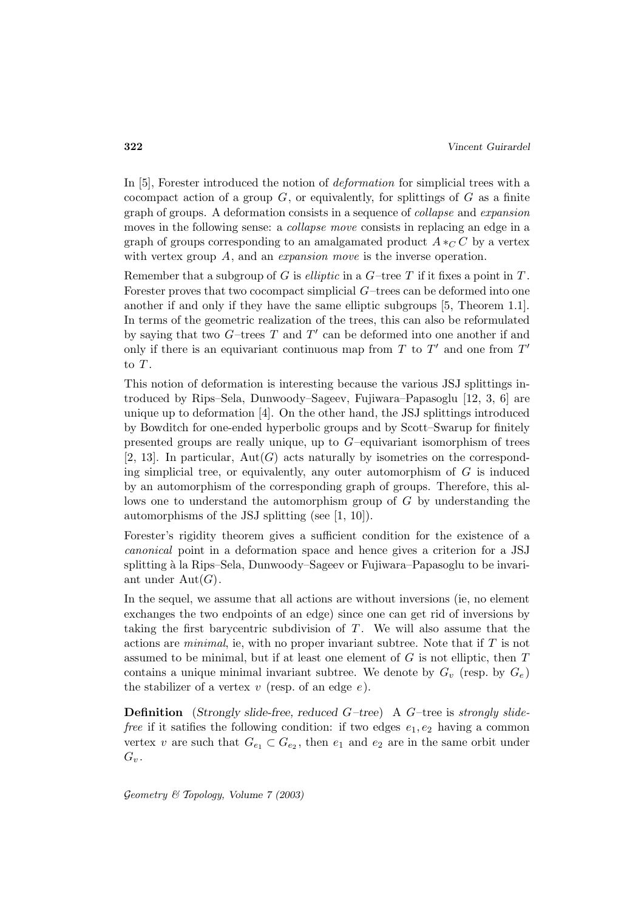In [5], Forester introduced the notion of *deformation* for simplicial trees with a cocompact action of a group $G$, or equivalently, for splittings of $G$ as a finite graph of groups. A deformation consists in a sequence of *collapse* and *expansion* moves in the following sense: a *collapse move* consists in replacing an edge in a graph of groups corresponding to an amalgamated product $A *_C C$ by a vertex with vertex group $A$, and an *expansion move* is the inverse operation.

Remember that a subgroup of $G$ is *elliptic* in a $G$–tree $T$ if it fixes a point in $T$. Forester proves that two cocompact simplicial $G$–trees can be deformed into one another if and only if they have the same elliptic subgroups [5, Theorem 1.1]. In terms of the geometric realization of the trees, this can also be reformulated by saying that two $G$–trees $T$ and $T'$ can be deformed into one another if and only if there is an equivariant continuous map from $T$ to $T'$ and one from $T'$ to $T$.

This notion of deformation is interesting because the various JSJ splittings introduced by Rips–Sela, Dunwoody–Sageev, Fujiwara–Papasoglu [12, 3, 6] are unique up to deformation [4]. On the other hand, the JSJ splittings introduced by Bowditch for one-ended hyperbolic groups and by Scott–Swarup for finitely presented groups are really unique, up to $G$–equivariant isomorphism of trees [2, 13]. In particular, $\mathrm{Aut}(G)$ acts naturally by isometries on the corresponding simplicial tree, or equivalently, any outer automorphism of $G$ is induced by an automorphism of the corresponding graph of groups. Therefore, this allows one to understand the automorphism group of $G$ by understanding the automorphisms of the JSJ splitting (see [1, 10]).

Forester's rigidity theorem gives a sufficient condition for the existence of a *canonical* point in a deformation space and hence gives a criterion for a JSJ splitting à la Rips–Sela, Dunwoody–Sageev or Fujiwara–Papasoglu to be invariant under $\mathrm{Aut}(G)$.

In the sequel, we assume that all actions are without inversions (ie, no element exchanges the two endpoints of an edge) since one can get rid of inversions by taking the first barycentric subdivision of $T$. We will also assume that the actions are *minimal*, ie, with no proper invariant subtree. Note that if $T$ is not assumed to be minimal, but if at least one element of $G$ is not elliptic, then $T$ contains a unique minimal invariant subtree. We denote by $G_v$ (resp. by $G_e$) the stabilizer of a vertex $v$ (resp. of an edge $e$).

**Definition** (*Strongly slide-free, reduced $G$–tree*) A $G$–tree is *strongly slide-free* if it satifies the following condition: if two edges $e_1, e_2$ having a common vertex $v$ are such that $G_{e_1} \subset G_{e_2}$, then $e_1$ and $e_2$ are in the same orbit under $G_v$.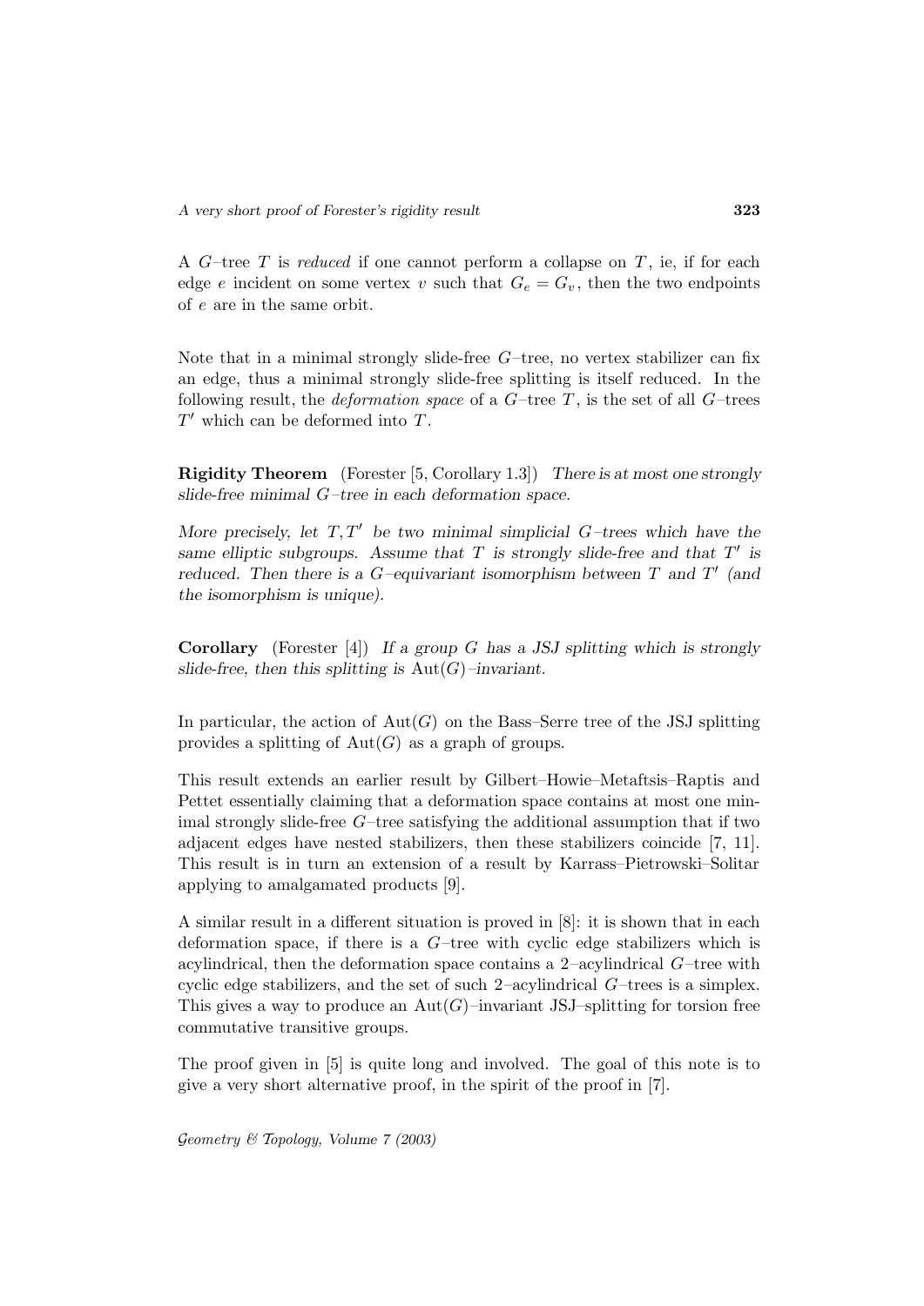A $G$–tree $T$ is *reduced* if one cannot perform a collapse on $T$, ie, if for each edge $e$ incident on some vertex $v$ such that $G_e = G_v$, then the two endpoints of $e$ are in the same orbit.

Note that in a minimal strongly slide-free $G$–tree, no vertex stabilizer can fix an edge, thus a minimal strongly slide-free splitting is itself reduced. In the following result, the *deformation space* of a $G$–tree $T$, is the set of all $G$–trees $T'$ which can be deformed into $T$.

**Rigidity Theorem** (Forester [5, Corollary 1.3]) *There is at most one strongly slide-free minimal $G$–tree in each deformation space.*

*More precisely, let $T, T'$ be two minimal simplicial $G$–trees which have the same elliptic subgroups. Assume that $T$ is strongly slide-free and that $T'$ is reduced. Then there is a $G$–equivariant isomorphism between $T$ and $T'$ (and the isomorphism is unique).*

**Corollary** (Forester [4]) *If a group $G$ has a JSJ splitting which is strongly slide-free, then this splitting is $\mathrm{Aut}(G)$–invariant.*

In particular, the action of $\mathrm{Aut}(G)$ on the Bass–Serre tree of the JSJ splitting provides a splitting of $\mathrm{Aut}(G)$ as a graph of groups.

This result extends an earlier result by Gilbert–Howie–Metaftsis–Raptis and Pettet essentially claiming that a deformation space contains at most one minimal strongly slide-free $G$–tree satisfying the additional assumption that if two adjacent edges have nested stabilizers, then these stabilizers coincide [7, 11]. This result is in turn an extension of a result by Karrass–Pietrowski–Solitar applying to amalgamated products [9].

A similar result in a different situation is proved in [8]: it is shown that in each deformation space, if there is a $G$–tree with cyclic edge stabilizers which is acylindrical, then the deformation space contains a 2–acylindrical $G$–tree with cyclic edge stabilizers, and the set of such 2–acylindrical $G$–trees is a simplex. This gives a way to produce an $\mathrm{Aut}(G)$–invariant JSJ–splitting for torsion free commutative transitive groups.

The proof given in [5] is quite long and involved. The goal of this note is to give a very short alternative proof, in the spirit of the proof in [7].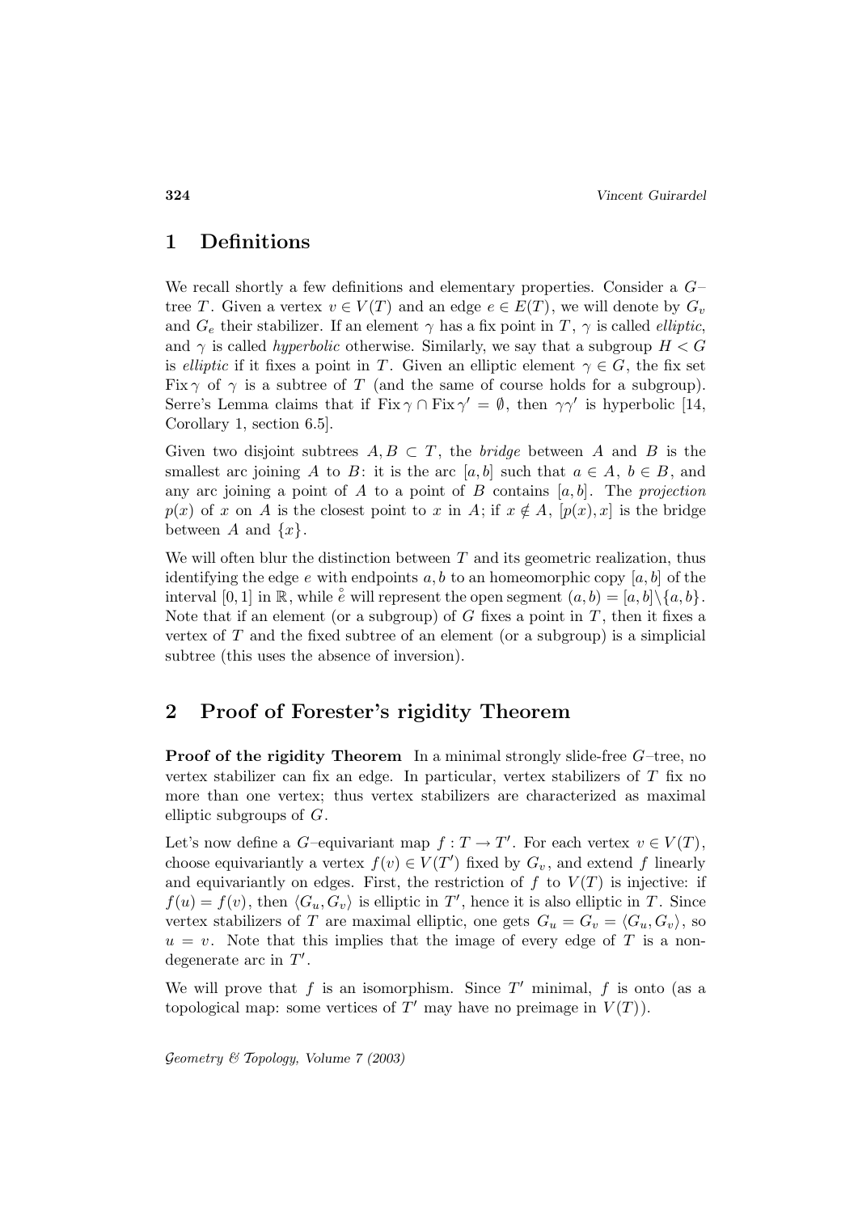## 1 Definitions

We recall shortly a few definitions and elementary properties. Consider a $G$–tree $T$. Given a vertex $v \in V(T)$ and an edge $e \in E(T)$, we will denote by $G_v$ and $G_e$ their stabilizer. If an element $\gamma$ has a fix point in $T$, $\gamma$ is called *elliptic*, and $\gamma$ is called *hyperbolic* otherwise. Similarly, we say that a subgroup $H < G$ is *elliptic* if it fixes a point in $T$. Given an elliptic element $\gamma \in G$, the fix set $\operatorname{Fix}\gamma$ of $\gamma$ is a subtree of $T$ (and the same of course holds for a subgroup). Serre's Lemma claims that if $\operatorname{Fix}\gamma \cap \operatorname{Fix}\gamma' = \emptyset$, then $\gamma\gamma'$ is hyperbolic [14, Corollary 1, section 6.5].

Given two disjoint subtrees $A, B \subset T$, the *bridge* between $A$ and $B$ is the smallest arc joining $A$ to $B$: it is the arc $[a, b]$ such that $a \in A$, $b \in B$, and any arc joining a point of $A$ to a point of $B$ contains $[a, b]$. The *projection* $p(x)$ of $x$ on $A$ is the closest point to $x$ in $A$; if $x \notin A$, $[p(x), x]$ is the bridge between $A$ and $\{x\}$.

We will often blur the distinction between $T$ and its geometric realization, thus identifying the edge $e$ with endpoints $a, b$ to an homeomorphic copy $[a, b]$ of the interval $[0, 1]$ in $\mathbb{R}$, while $\mathring{e}$ will represent the open segment $(a, b) = [a, b] \setminus \{a, b\}$. Note that if an element (or a subgroup) of $G$ fixes a point in $T$, then it fixes a vertex of $T$ and the fixed subtree of an element (or a subgroup) is a simplicial subtree (this uses the absence of inversion).

## 2 Proof of Forester's rigidity Theorem

**Proof of the rigidity Theorem** In a minimal strongly slide-free $G$–tree, no vertex stabilizer can fix an edge. In particular, vertex stabilizers of $T$ fix no more than one vertex; thus vertex stabilizers are characterized as maximal elliptic subgroups of $G$.

Let's now define a $G$–equivariant map $f : T \to T'$. For each vertex $v \in V(T)$, choose equivariantly a vertex $f(v) \in V(T')$ fixed by $G_v$, and extend $f$ linearly and equivariantly on edges. First, the restriction of $f$ to $V(T)$ is injective: if $f(u) = f(v)$, then $\langle G_u, G_v \rangle$ is elliptic in $T'$, hence it is also elliptic in $T$. Since vertex stabilizers of $T$ are maximal elliptic, one gets $G_u = G_v = \langle G_u, G_v \rangle$, so $u = v$. Note that this implies that the image of every edge of $T$ is a non-degenerate arc in $T'$.

We will prove that $f$ is an isomorphism. Since $T'$ minimal, $f$ is onto (as a topological map: some vertices of $T'$ may have no preimage in $V(T)$).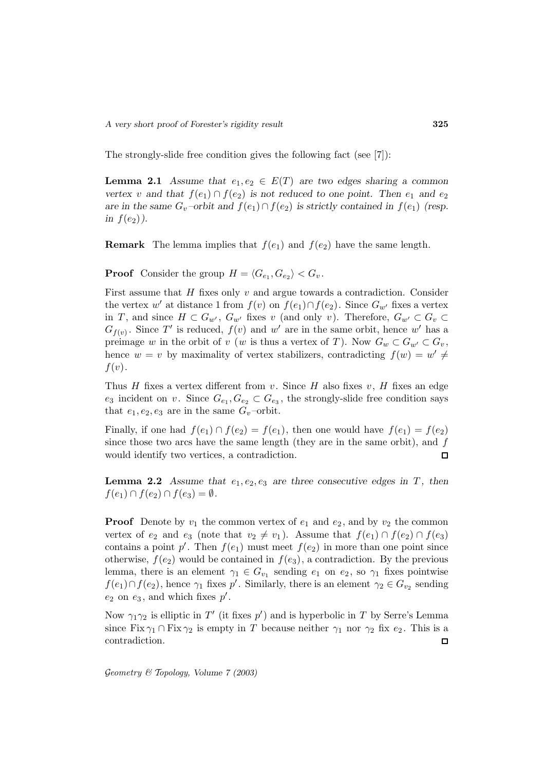The strongly-slide free condition gives the following fact (see [7]):

**Lemma 2.1** *Assume that $e_1, e_2 \in E(T)$ are two edges sharing a common vertex $v$ and that $f(e_1) \cap f(e_2)$ is not reduced to one point. Then $e_1$ and $e_2$ are in the same $G_v$–orbit and $f(e_1) \cap f(e_2)$ is strictly contained in $f(e_1)$ (resp. in $f(e_2)$).*

**Remark** The lemma implies that $f(e_1)$ and $f(e_2)$ have the same length.

**Proof** Consider the group $H = \langle G_{e_1}, G_{e_2} \rangle < G_v$.

First assume that $H$ fixes only $v$ and argue towards a contradiction. Consider the vertex $w'$ at distance 1 from $f(v)$ on $f(e_1) \cap f(e_2)$. Since $G_{w'}$ fixes a vertex in $T$, and since $H \subset G_{w'}$, $G_{w'}$ fixes $v$ (and only $v$). Therefore, $G_{w'} \subset G_v \subset G_{f(v)}$. Since $T'$ is reduced, $f(v)$ and $w'$ are in the same orbit, hence $w'$ has a preimage $w$ in the orbit of $v$ ($w$ is thus a vertex of $T$). Now $G_w \subset G_{w'} \subset G_v$, hence $w = v$ by maximality of vertex stabilizers, contradicting $f(w) = w' \neq f(v)$.

Thus $H$ fixes a vertex different from $v$. Since $H$ also fixes $v$, $H$ fixes an edge $e_3$ incident on $v$. Since $G_{e_1}, G_{e_2} \subset G_{e_3}$, the strongly-slide free condition says that $e_1, e_2, e_3$ are in the same $G_v$–orbit.

Finally, if one had $f(e_1) \cap f(e_2) = f(e_1)$, then one would have $f(e_1) = f(e_2)$ since those two arcs have the same length (they are in the same orbit), and $f$ would identify two vertices, a contradiction. □

**Lemma 2.2** *Assume that $e_1, e_2, e_3$ are three consecutive edges in $T$, then $f(e_1) \cap f(e_2) \cap f(e_3) = \emptyset$.*

**Proof** Denote by $v_1$ the common vertex of $e_1$ and $e_2$, and by $v_2$ the common vertex of $e_2$ and $e_3$ (note that $v_2 \neq v_1$). Assume that $f(e_1) \cap f(e_2) \cap f(e_3)$ contains a point $p'$. Then $f(e_1)$ must meet $f(e_2)$ in more than one point since otherwise, $f(e_2)$ would be contained in $f(e_3)$, a contradiction. By the previous lemma, there is an element $\gamma_1 \in G_{v_1}$ sending $e_1$ on $e_2$, so $\gamma_1$ fixes pointwise $f(e_1) \cap f(e_2)$, hence $\gamma_1$ fixes $p'$. Similarly, there is an element $\gamma_2 \in G_{v_2}$ sending $e_2$ on $e_3$, and which fixes $p'$.

Now $\gamma_1 \gamma_2$ is elliptic in $T'$ (it fixes $p'$) and is hyperbolic in $T$ by Serre's Lemma since $\operatorname{Fix} \gamma_1 \cap \operatorname{Fix} \gamma_2$ is empty in $T$ because neither $\gamma_1$ nor $\gamma_2$ fix $e_2$. This is a contradiction. □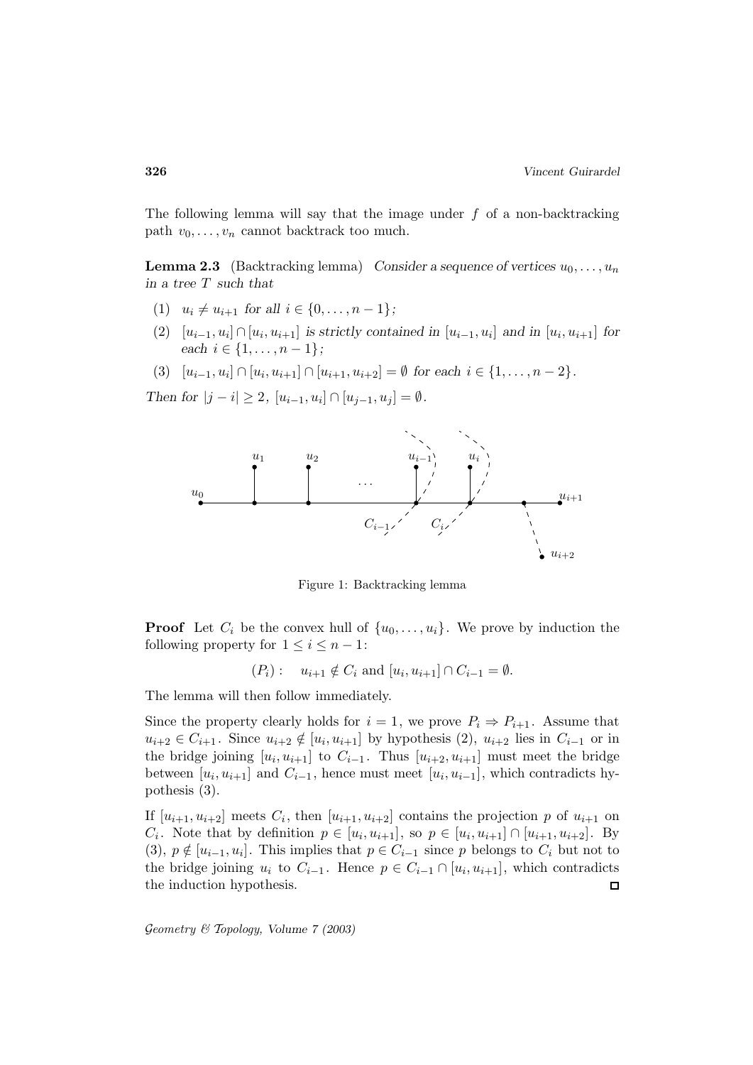The following lemma will say that the image under $f$ of a non-backtracking path $v_0, \ldots, v_n$ cannot backtrack too much.

**Lemma 2.3** (Backtracking lemma) *Consider a sequence of vertices $u_0, \ldots, u_n$ in a tree $T$ such that*

1. $u_i \neq u_{i+1}$ *for all* $i \in \{0, \ldots, n-1\}$*;*
2. $[u_{i-1}, u_i] \cap [u_i, u_{i+1}]$ *is strictly contained in* $[u_{i-1}, u_i]$ *and in* $[u_i, u_{i+1}]$ *for each* $i \in \{1, \ldots, n-1\}$*;*
3. $[u_{i-1}, u_i] \cap [u_i, u_{i+1}] \cap [u_{i+1}, u_{i+2}] = \emptyset$ *for each* $i \in \{1, \ldots, n-2\}$*.*

*Then for* $|j - i| \geq 2$*,* $[u_{i-1}, u_i] \cap [u_{j-1}, u_j] = \emptyset$*.*

Figure 1: Backtracking lemma

**Proof** Let $C_i$ be the convex hull of $\{u_0, \ldots, u_i\}$. We prove by induction the following property for $1 \leq i \leq n-1$:

$$(P_i): \quad u_{i+1} \notin C_i \text{ and } [u_i, u_{i+1}] \cap C_{i-1} = \emptyset.$$

The lemma will then follow immediately.

Since the property clearly holds for $i = 1$, we prove $P_i \Rightarrow P_{i+1}$. Assume that $u_{i+2} \in C_{i+1}$. Since $u_{i+2} \notin [u_i, u_{i+1}]$ by hypothesis (2), $u_{i+2}$ lies in $C_{i-1}$ or in the bridge joining $[u_i, u_{i+1}]$ to $C_{i-1}$. Thus $[u_{i+2}, u_{i+1}]$ must meet the bridge between $[u_i, u_{i+1}]$ and $C_{i-1}$, hence must meet $[u_i, u_{i-1}]$, which contradicts hypothesis (3).

If $[u_{i+1}, u_{i+2}]$ meets $C_i$, then $[u_{i+1}, u_{i+2}]$ contains the projection $p$ of $u_{i+1}$ on $C_i$. Note that by definition $p \in [u_i, u_{i+1}]$, so $p \in [u_i, u_{i+1}] \cap [u_{i+1}, u_{i+2}]$. By (3), $p \notin [u_{i-1}, u_i]$. This implies that $p \in C_{i-1}$ since $p$ belongs to $C_i$ but not to the bridge joining $u_i$ to $C_{i-1}$. Hence $p \in C_{i-1} \cap [u_i, u_{i+1}]$, which contradicts the induction hypothesis. □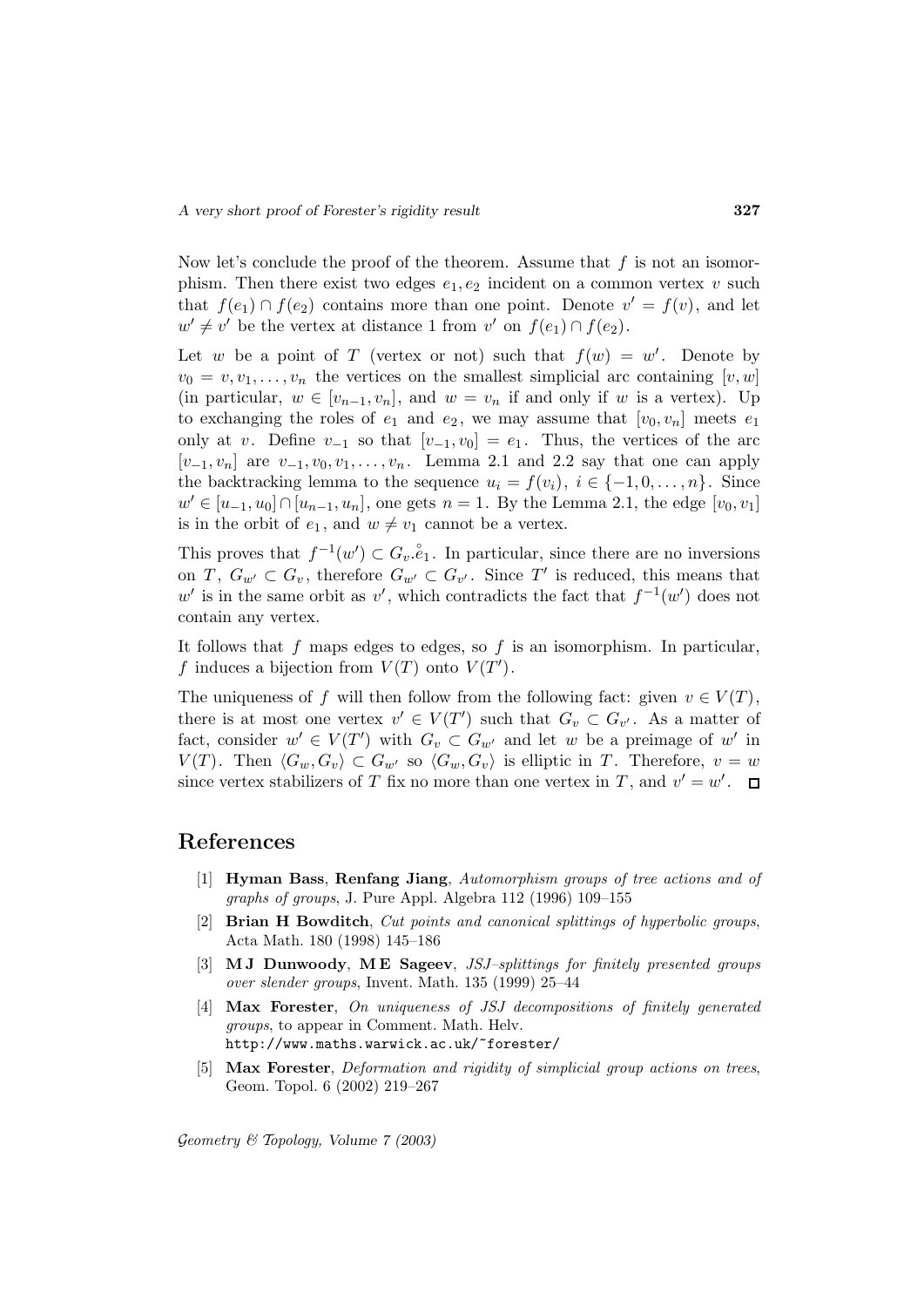Now let's conclude the proof of the theorem. Assume that $f$ is not an isomorphism. Then there exist two edges $e_1, e_2$ incident on a common vertex $v$ such that $f(e_1) \cap f(e_2)$ contains more than one point. Denote $v' = f(v)$, and let $w' \neq v'$ be the vertex at distance 1 from $v'$ on $f(e_1) \cap f(e_2)$.

Let $w$ be a point of $T$ (vertex or not) such that $f(w) = w'$. Denote by $v_0 = v, v_1, \ldots, v_n$ the vertices on the smallest simplicial arc containing $[v, w]$ (in particular, $w \in [v_{n-1}, v_n]$, and $w = v_n$ if and only if $w$ is a vertex). Up to exchanging the roles of $e_1$ and $e_2$, we may assume that $[v_0, v_n]$ meets $e_1$ only at $v$. Define $v_{-1}$ so that $[v_{-1}, v_0] = e_1$. Thus, the vertices of the arc $[v_{-1}, v_n]$ are $v_{-1}, v_0, v_1, \ldots, v_n$. Lemma 2.1 and 2.2 say that one can apply the backtracking lemma to the sequence $u_i = f(v_i)$, $i \in \{-1, 0, \ldots, n\}$. Since $w' \in [u_{-1}, u_0] \cap [u_{n-1}, u_n]$, one gets $n = 1$. By the Lemma 2.1, the edge $[v_0, v_1]$ is in the orbit of $e_1$, and $w \neq v_1$ cannot be a vertex.

This proves that $f^{-1}(w') \subset G_v.\mathring{e}_1$. In particular, since there are no inversions on $T$, $G_{w'} \subset G_v$, therefore $G_{w'} \subset G_{v'}$. Since $T'$ is reduced, this means that $w'$ is in the same orbit as $v'$, which contradicts the fact that $f^{-1}(w')$ does not contain any vertex.

It follows that $f$ maps edges to edges, so $f$ is an isomorphism. In particular, $f$ induces a bijection from $V(T)$ onto $V(T')$.

The uniqueness of $f$ will then follow from the following fact: given $v \in V(T)$, there is at most one vertex $v' \in V(T')$ such that $G_v \subset G_{v'}$. As a matter of fact, consider $w' \in V(T')$ with $G_v \subset G_{w'}$ and let $w$ be a preimage of $w'$ in $V(T)$. Then $\langle G_w, G_v \rangle \subset G_{w'}$ so $\langle G_w, G_v \rangle$ is elliptic in $T$. Therefore, $v = w$ since vertex stabilizers of $T$ fix no more than one vertex in $T$, and $v' = w'$. □

## References

[1] **Hyman Bass**, **Renfang Jiang**, *Automorphism groups of tree actions and of graphs of groups*, J. Pure Appl. Algebra 112 (1996) 109–155

[2] **Brian H Bowditch**, *Cut points and canonical splittings of hyperbolic groups*, Acta Math. 180 (1998) 145–186

[3] **M J Dunwoody**, **M E Sageev**, *JSJ–splittings for finitely presented groups over slender groups*, Invent. Math. 135 (1999) 25–44

[4] **Max Forester**, *On uniqueness of JSJ decompositions of finitely generated groups*, to appear in Comment. Math. Helv. http://www.maths.warwick.ac.uk/~forester/

[5] **Max Forester**, *Deformation and rigidity of simplicial group actions on trees*, Geom. Topol. 6 (2002) 219–267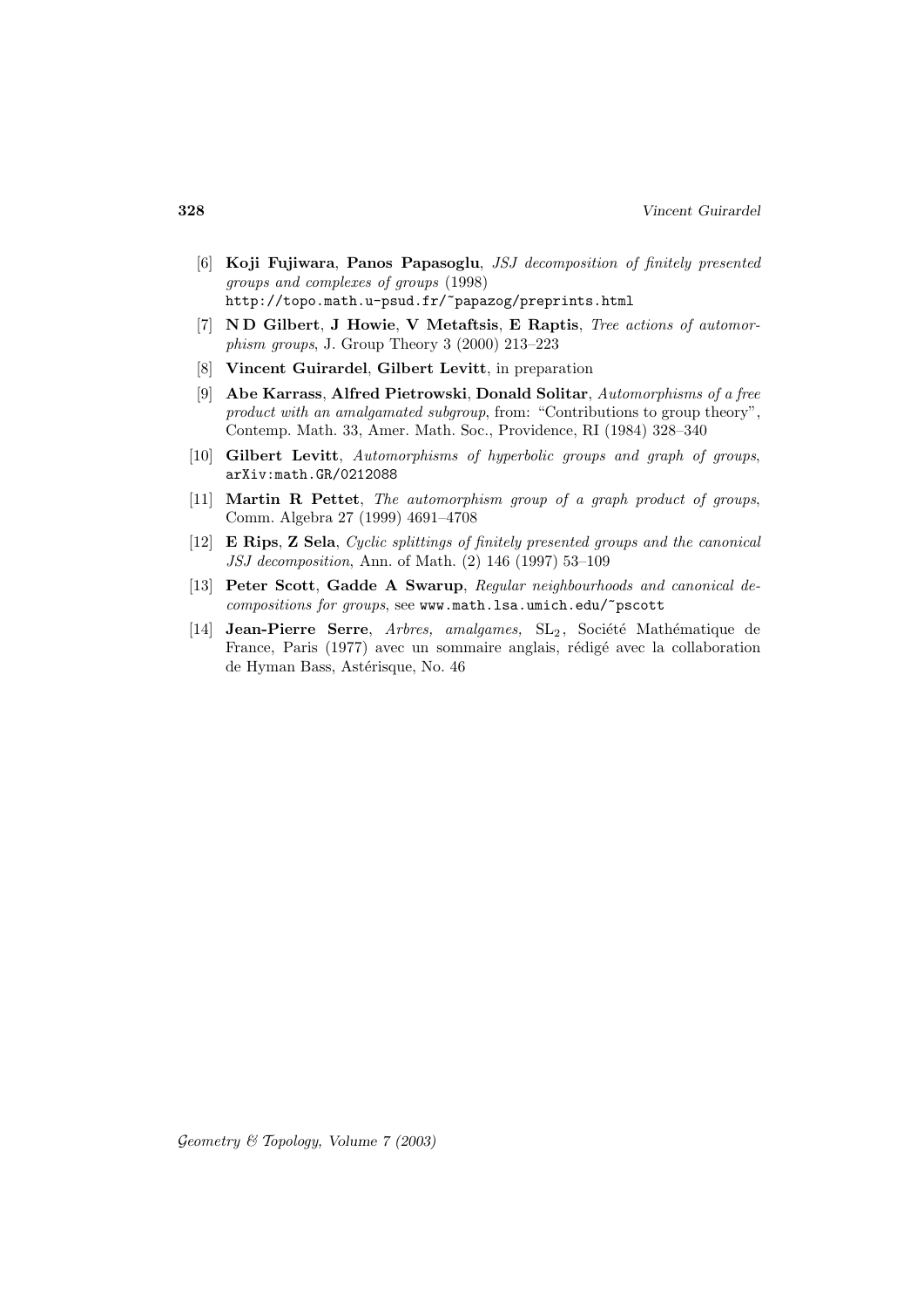[6] **Koji Fujiwara**, **Panos Papasoglu**, *JSJ decomposition of finitely presented groups and complexes of groups* (1998) http://topo.math.u-psud.fr/~papazog/preprints.html

[7] **N D Gilbert**, **J Howie**, **V Metaftsis**, **E Raptis**, *Tree actions of automorphism groups*, J. Group Theory 3 (2000) 213–223

[8] **Vincent Guirardel**, **Gilbert Levitt**, in preparation

[9] **Abe Karrass**, **Alfred Pietrowski**, **Donald Solitar**, *Automorphisms of a free product with an amalgamated subgroup*, from: "Contributions to group theory", Contemp. Math. 33, Amer. Math. Soc., Providence, RI (1984) 328–340

[10] **Gilbert Levitt**, *Automorphisms of hyperbolic groups and graph of groups*, arXiv:math.GR/0212088

[11] **Martin R Pettet**, *The automorphism group of a graph product of groups*, Comm. Algebra 27 (1999) 4691–4708

[12] **E Rips**, **Z Sela**, *Cyclic splittings of finitely presented groups and the canonical JSJ decomposition*, Ann. of Math. (2) 146 (1997) 53–109

[13] **Peter Scott**, **Gadde A Swarup**, *Regular neighbourhoods and canonical decompositions for groups*, see www.math.lsa.umich.edu/~pscott

[14] **Jean-Pierre Serre**, *Arbres, amalgames,* $\mathrm{SL}_2$, Société Mathématique de France, Paris (1977) avec un sommaire anglais, rédigé avec la collaboration de Hyman Bass, Astérisque, No. 46